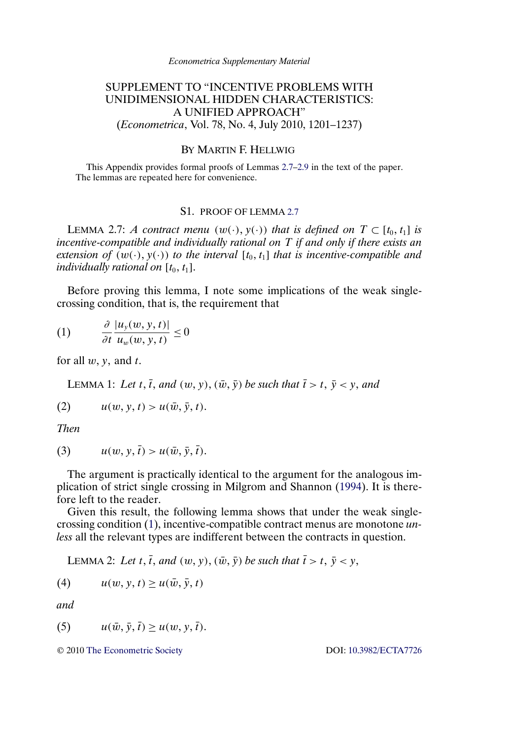*Econometrica Supplementary Material*

# SUPPLEMENT TO "INCENTIVE PROBLEMS WITH UNIDIMENSIONAL HIDDEN CHARACTERISTICS: A UNIFIED APPROACH"
(*Econometrica*, Vol. 78, No. 4, July 2010, 1201–1237)

BY MARTIN F. HELLWIG

This Appendix provides formal proofs of Lemmas 2.7–2.9 in the text of the paper. The lemmas are repeated here for convenience.

## S1. PROOF OF LEMMA 2.7

LEMMA 2.7: *A contract menu* $(w(\cdot), y(\cdot))$ *that is defined on* $T \subset [t_0, t_1]$ *is incentive-compatible and individually rational on* $T$ *if and only if there exists an extension of* $(w(\cdot), y(\cdot))$ *to the interval* $[t_0, t_1]$ *that is incentive-compatible and individually rational on* $[t_0, t_1]$.

Before proving this lemma, I note some implications of the weak single-crossing condition, that is, the requirement that

$$\frac{\partial}{\partial t}\frac{|u_y(w, y, t)|}{u_w(w, y, t)} \leq 0 \tag{1}$$

for all $w$, $y$, and $t$.

LEMMA 1: *Let* $t$, $\bar{t}$, *and* $(w, y)$, $(\bar{w}, \bar{y})$ *be such that* $\bar{t} > t$, $\bar{y} < y$, *and*

$$u(w, y, t) > u(\bar{w}, \bar{y}, t). \tag{2}$$

*Then*

$$u(w, y, \bar{t}) > u(\bar{w}, \bar{y}, \bar{t}). \tag{3}$$

The argument is practically identical to the argument for the analogous implication of strict single crossing in Milgrom and Shannon (1994). It is therefore left to the reader.

Given this result, the following lemma shows that under the weak single-crossing condition (1), incentive-compatible contract menus are monotone *unless* all the relevant types are indifferent between the contracts in question.

LEMMA 2: *Let* $t$, $\bar{t}$, *and* $(w, y)$, $(\bar{w}, \bar{y})$ *be such that* $\bar{t} > t$, $\bar{y} < y$,

$$u(w, y, t) \geq u(\bar{w}, \bar{y}, t) \tag{4}$$

*and*

$$u(\bar{w}, \bar{y}, \bar{t}) \geq u(w, y, \bar{t}). \tag{5}$$

© 2010 The Econometric Society DOI: 10.3982/ECTA7726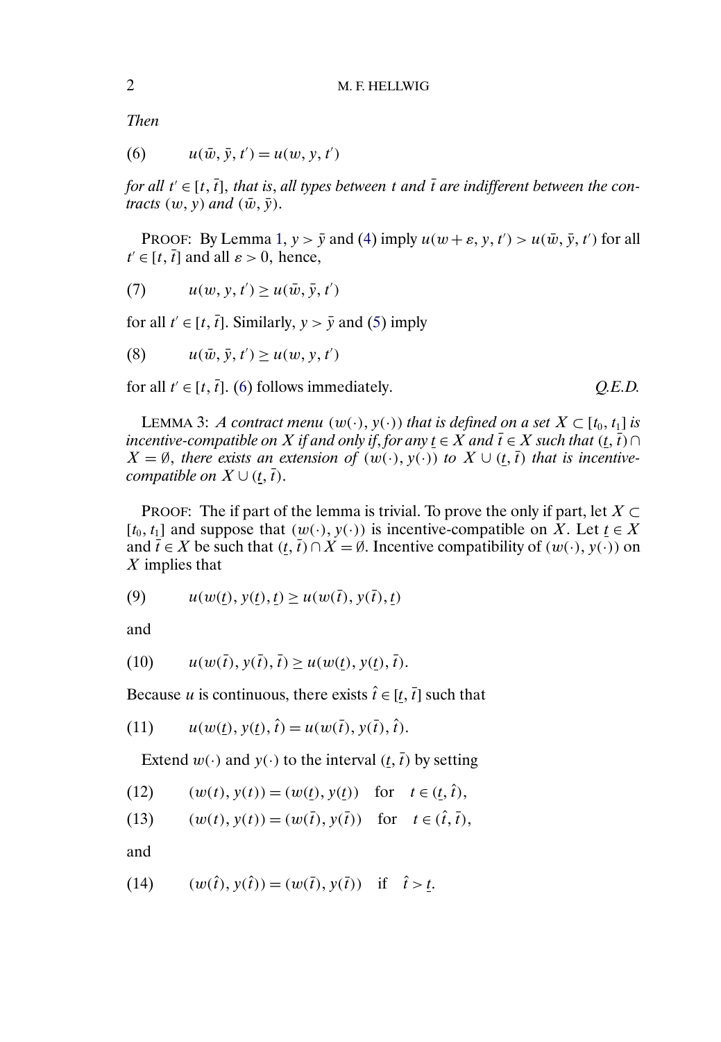*Then*

$$(6) \qquad u(\bar{w}, \bar{y}, t') = u(w, y, t')$$

*for all $t' \in [t, \bar{t}]$, that is, all types between $t$ and $\bar{t}$ are indifferent between the contracts $(w, y)$ and $(\bar{w}, \bar{y})$.*

PROOF: By Lemma 1, $y > \bar{y}$ and (4) imply $u(w + \varepsilon, y, t') > u(\bar{w}, \bar{y}, t')$ for all $t' \in [t, \bar{t}]$ and all $\varepsilon > 0$, hence,

$$(7) \qquad u(w, y, t') \geq u(\bar{w}, \bar{y}, t')$$

for all $t' \in [t, \bar{t}]$. Similarly, $y > \bar{y}$ and (5) imply

$$(8) \qquad u(\bar{w}, \bar{y}, t') \geq u(w, y, t')$$

for all $t' \in [t, \bar{t}]$. (6) follows immediately. *Q.E.D.*

LEMMA 3: *A contract menu $(w(\cdot), y(\cdot))$ that is defined on a set $X \subset [t_0, t_1]$ is incentive-compatible on $X$ if and only if, for any $\underline{t} \in X$ and $\bar{t} \in X$ such that $(\underline{t}, \bar{t}) \cap X = \emptyset$, there exists an extension of $(w(\cdot), y(\cdot))$ to $X \cup (\underline{t}, \bar{t})$ that is incentive-compatible on $X \cup (\underline{t}, \bar{t})$.*

PROOF: The if part of the lemma is trivial. To prove the only if part, let $X \subset [t_0, t_1]$ and suppose that $(w(\cdot), y(\cdot))$ is incentive-compatible on $X$. Let $\underline{t} \in X$ and $\bar{t} \in X$ be such that $(\underline{t}, \bar{t}) \cap X = \emptyset$. Incentive compatibility of $(w(\cdot), y(\cdot))$ on $X$ implies that

$$(9) \qquad u(w(\underline{t}), y(\underline{t}), \underline{t}) \geq u(w(\bar{t}), y(\bar{t}), \underline{t})$$

and

$$(10) \qquad u(w(\bar{t}), y(\bar{t}), \bar{t}) \geq u(w(\underline{t}), y(\underline{t}), \bar{t}).$$

Because $u$ is continuous, there exists $\hat{t} \in [\underline{t}, \bar{t}]$ such that

$$(11) \qquad u(w(\underline{t}), y(\underline{t}), \hat{t}) = u(w(\bar{t}), y(\bar{t}), \hat{t}).$$

Extend $w(\cdot)$ and $y(\cdot)$ to the interval $(\underline{t}, \bar{t})$ by setting

$$(12) \qquad (w(t), y(t)) = (w(\underline{t}), y(\underline{t})) \quad \text{for} \quad t \in (\underline{t}, \hat{t}),$$

$$(13) \qquad (w(t), y(t)) = (w(\bar{t}), y(\bar{t})) \quad \text{for} \quad t \in (\hat{t}, \bar{t}),$$

and

$$(14) \qquad (w(\hat{t}), y(\hat{t})) = (w(\bar{t}), y(\bar{t})) \quad \text{if} \quad \hat{t} > \underline{t}.$$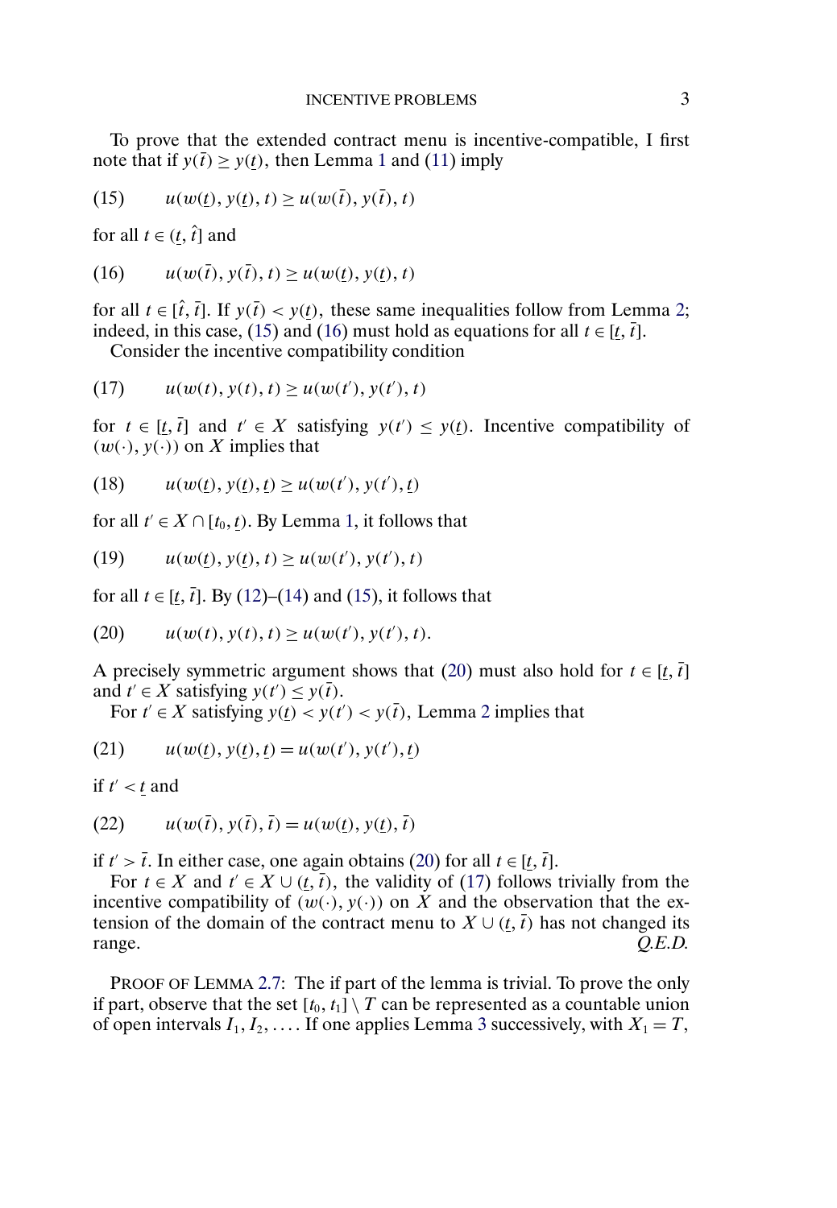To prove that the extended contract menu is incentive-compatible, I first note that if $y(\bar{t}) \geq y(\underline{t})$, then Lemma 1 and (11) imply

$$u(w(\underline{t}), y(\underline{t}), t) \geq u(w(\bar{t}), y(\bar{t}), t) \tag{15}$$

for all $t \in (\underline{t}, \hat{t}]$ and

$$u(w(\bar{t}), y(\bar{t}), t) \geq u(w(\underline{t}), y(\underline{t}), t) \tag{16}$$

for all $t \in [\hat{t}, \bar{t}]$. If $y(\bar{t}) < y(\underline{t})$, these same inequalities follow from Lemma 2; indeed, in this case, (15) and (16) must hold as equations for all $t \in [\underline{t}, \bar{t}]$.

Consider the incentive compatibility condition

$$u(w(t), y(t), t) \geq u(w(t'), y(t'), t) \tag{17}$$

for $t \in [\underline{t}, \bar{t}]$ and $t' \in X$ satisfying $y(t') \leq y(\underline{t})$. Incentive compatibility of $(w(\cdot), y(\cdot))$ on $X$ implies that

$$u(w(\underline{t}), y(\underline{t}), \underline{t}) \geq u(w(t'), y(t'), \underline{t}) \tag{18}$$

for all $t' \in X \cap [t_0, \underline{t})$. By Lemma 1, it follows that

$$u(w(\underline{t}), y(\underline{t}), t) \geq u(w(t'), y(t'), t) \tag{19}$$

for all $t \in [\underline{t}, \bar{t}]$. By (12)–(14) and (15), it follows that

$$u(w(t), y(t), t) \geq u(w(t'), y(t'), t). \tag{20}$$

A precisely symmetric argument shows that (20) must also hold for $t \in [\underline{t}, \bar{t}]$ and $t' \in X$ satisfying $y(t') \leq y(\bar{t})$.

For $t' \in X$ satisfying $y(\underline{t}) < y(t') < y(\bar{t})$, Lemma 2 implies that

$$u(w(\underline{t}), y(\underline{t}), \underline{t}) = u(w(t'), y(t'), \underline{t}) \tag{21}$$

if $t' < \underline{t}$ and

$$u(w(\bar{t}), y(\bar{t}), \bar{t}) = u(w(\underline{t}), y(\underline{t}), \bar{t}) \tag{22}$$

if $t' > \bar{t}$. In either case, one again obtains (20) for all $t \in [\underline{t}, \bar{t}]$.

For $t \in X$ and $t' \in X \cup (\underline{t}, \bar{t})$, the validity of (17) follows trivially from the incentive compatibility of $(w(\cdot), y(\cdot))$ on $X$ and the observation that the extension of the domain of the contract menu to $X \cup (\underline{t}, \bar{t})$ has not changed its range. *Q.E.D.*

PROOF OF LEMMA 2.7: The if part of the lemma is trivial. To prove the only if part, observe that the set $[t_0, t_1] \setminus T$ can be represented as a countable union of open intervals $I_1, I_2, \ldots$. If one applies Lemma 3 successively, with $X_1 = T$,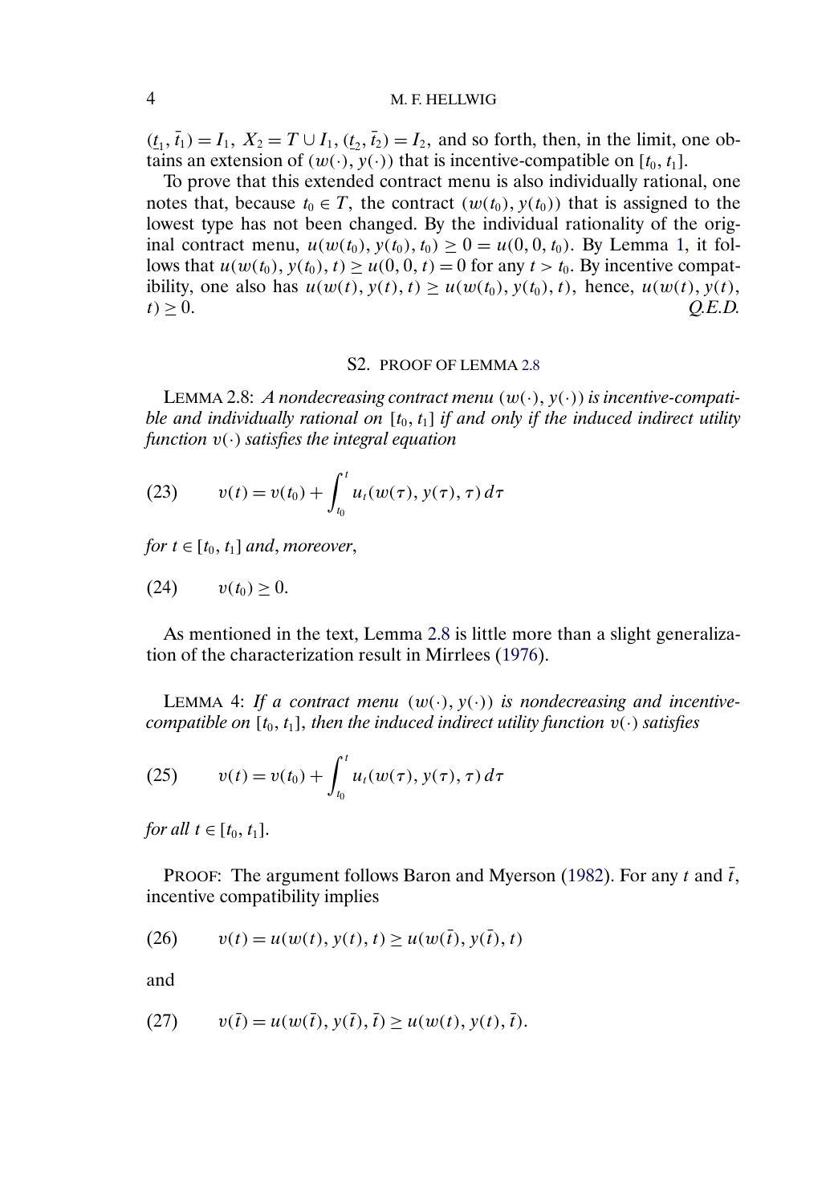$(\underline{t}_1, \bar{t}_1) = I_1$, $X_2 = T \cup I_1$, $(\underline{t}_2, \bar{t}_2) = I_2$, and so forth, then, in the limit, one obtains an extension of $(w(\cdot), y(\cdot))$ that is incentive-compatible on $[t_0, t_1]$.

To prove that this extended contract menu is also individually rational, one notes that, because $t_0 \in T$, the contract $(w(t_0), y(t_0))$ that is assigned to the lowest type has not been changed. By the individual rationality of the original contract menu, $u(w(t_0), y(t_0), t_0) \geq 0 = u(0, 0, t_0)$. By Lemma 1, it follows that $u(w(t_0), y(t_0), t) \geq u(0, 0, t) = 0$ for any $t > t_0$. By incentive compatibility, one also has $u(w(t), y(t), t) \geq u(w(t_0), y(t_0), t)$, hence, $u(w(t), y(t), t) \geq 0$. *Q.E.D.*

## S2. PROOF OF LEMMA 2.8

LEMMA 2.8: *A nondecreasing contract menu $(w(\cdot), y(\cdot))$ is incentive-compatible and individually rational on $[t_0, t_1]$ if and only if the induced indirect utility function $v(\cdot)$ satisfies the integral equation*

$$v(t) = v(t_0) + \int_{t_0}^{t} u_t(w(\tau), y(\tau), \tau)\, d\tau \tag{23}$$

*for $t \in [t_0, t_1]$ and, moreover,*

$$v(t_0) \geq 0. \tag{24}$$

As mentioned in the text, Lemma 2.8 is little more than a slight generalization of the characterization result in Mirrlees (1976).

LEMMA 4: *If a contract menu $(w(\cdot), y(\cdot))$ is nondecreasing and incentive-compatible on $[t_0, t_1]$, then the induced indirect utility function $v(\cdot)$ satisfies*

$$v(t) = v(t_0) + \int_{t_0}^{t} u_t(w(\tau), y(\tau), \tau)\, d\tau \tag{25}$$

*for all $t \in [t_0, t_1]$.*

PROOF: The argument follows Baron and Myerson (1982). For any $t$ and $\bar{t}$, incentive compatibility implies

$$v(t) = u(w(t), y(t), t) \geq u(w(\bar{t}), y(\bar{t}), t) \tag{26}$$

and

$$v(\bar{t}) = u(w(\bar{t}), y(\bar{t}), \bar{t}) \geq u(w(t), y(t), \bar{t}). \tag{27}$$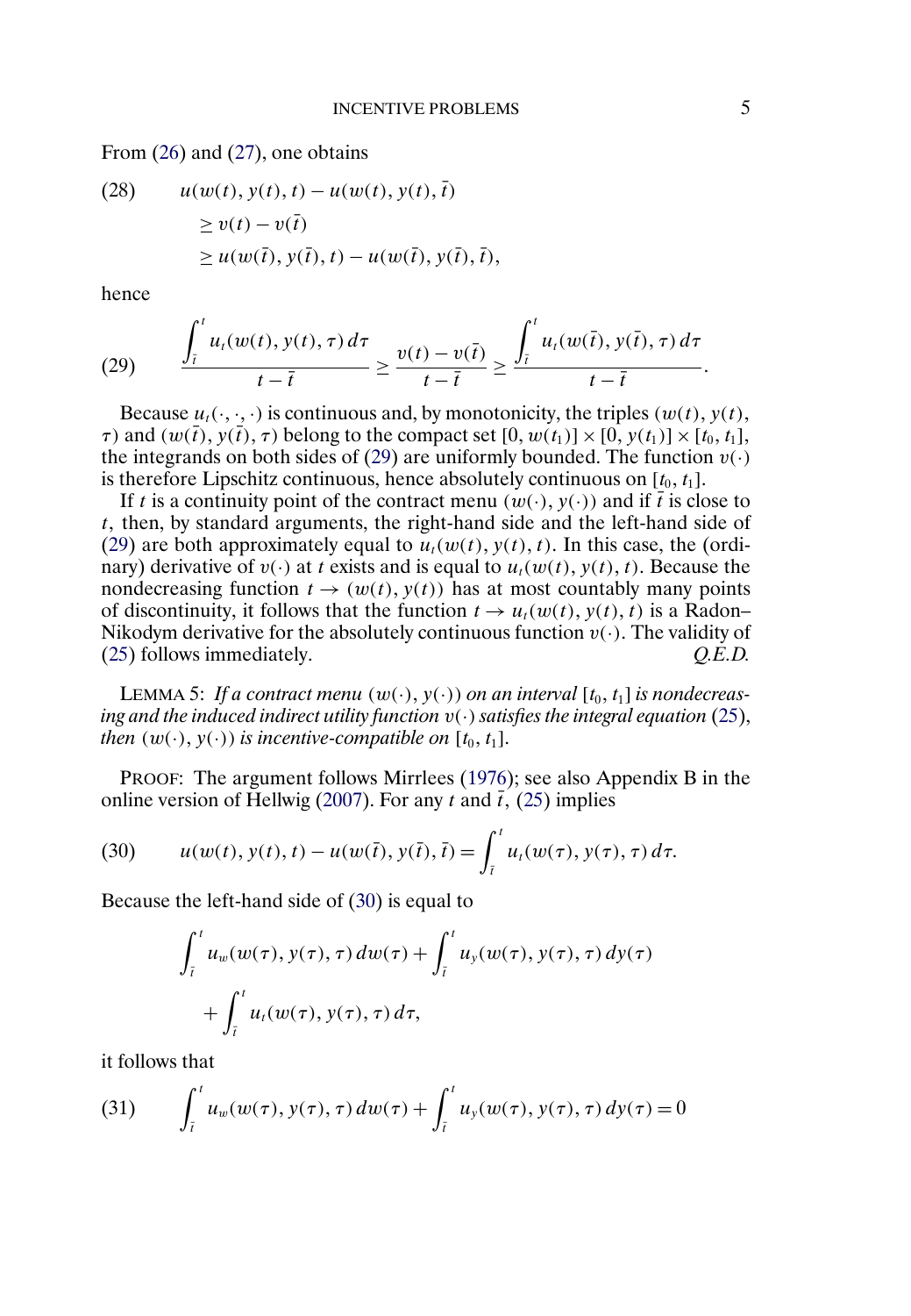From (26) and (27), one obtains

$$
\begin{aligned}
(28) \qquad & u(w(t), y(t), t) - u(w(t), y(t), \bar{t}) \\
& \geq v(t) - v(\bar{t}) \\
& \geq u(w(\bar{t}), y(\bar{t}), t) - u(w(\bar{t}), y(\bar{t}), \bar{t}),
\end{aligned}
$$

hence

$$
(29) \qquad \frac{\int_{\bar{t}}^{t} u_t(w(t), y(t), \tau)\, d\tau}{t - \bar{t}} \geq \frac{v(t) - v(\bar{t})}{t - \bar{t}} \geq \frac{\int_{\bar{t}}^{t} u_t(w(\bar{t}), y(\bar{t}), \tau)\, d\tau}{t - \bar{t}}.
$$

Because $u_t(\cdot, \cdot, \cdot)$ is continuous and, by monotonicity, the triples $(w(t), y(t), \tau)$ and $(w(\bar{t}), y(\bar{t}), \tau)$ belong to the compact set $[0, w(t_1)] \times [0, y(t_1)] \times [t_0, t_1]$, the integrands on both sides of (29) are uniformly bounded. The function $v(\cdot)$ is therefore Lipschitz continuous, hence absolutely continuous on $[t_0, t_1]$.

If $t$ is a continuity point of the contract menu $(w(\cdot), y(\cdot))$ and if $\bar{t}$ is close to $t$, then, by standard arguments, the right-hand side and the left-hand side of (29) are both approximately equal to $u_t(w(t), y(t), t)$. In this case, the (ordinary) derivative of $v(\cdot)$ at $t$ exists and is equal to $u_t(w(t), y(t), t)$. Because the nondecreasing function $t \to (w(t), y(t))$ has at most countably many points of discontinuity, it follows that the function $t \to u_t(w(t), y(t), t)$ is a Radon–Nikodym derivative for the absolutely continuous function $v(\cdot)$. The validity of (25) follows immediately. *Q.E.D.*

LEMMA 5: *If a contract menu $(w(\cdot), y(\cdot))$ on an interval $[t_0, t_1]$ is nondecreasing and the induced indirect utility function $v(\cdot)$ satisfies the integral equation (25), then $(w(\cdot), y(\cdot))$ is incentive-compatible on $[t_0, t_1]$.*

PROOF: The argument follows Mirrlees (1976); see also Appendix B in the online version of Hellwig (2007). For any $t$ and $\bar{t}$, (25) implies

$$
(30) \qquad u(w(t), y(t), t) - u(w(\bar{t}), y(\bar{t}), \bar{t}) = \int_{\bar{t}}^{t} u_t(w(\tau), y(\tau), \tau)\, d\tau.
$$

Because the left-hand side of (30) is equal to

$$
\begin{aligned}
& \int_{\bar{t}}^{t} u_w(w(\tau), y(\tau), \tau)\, dw(\tau) + \int_{\bar{t}}^{t} u_y(w(\tau), y(\tau), \tau)\, dy(\tau) \\
& \quad + \int_{\bar{t}}^{t} u_t(w(\tau), y(\tau), \tau)\, d\tau,
\end{aligned}
$$

it follows that

$$
(31) \qquad \int_{\bar{t}}^{t} u_w(w(\tau), y(\tau), \tau)\, dw(\tau) + \int_{\bar{t}}^{t} u_y(w(\tau), y(\tau), \tau)\, dy(\tau) = 0
$$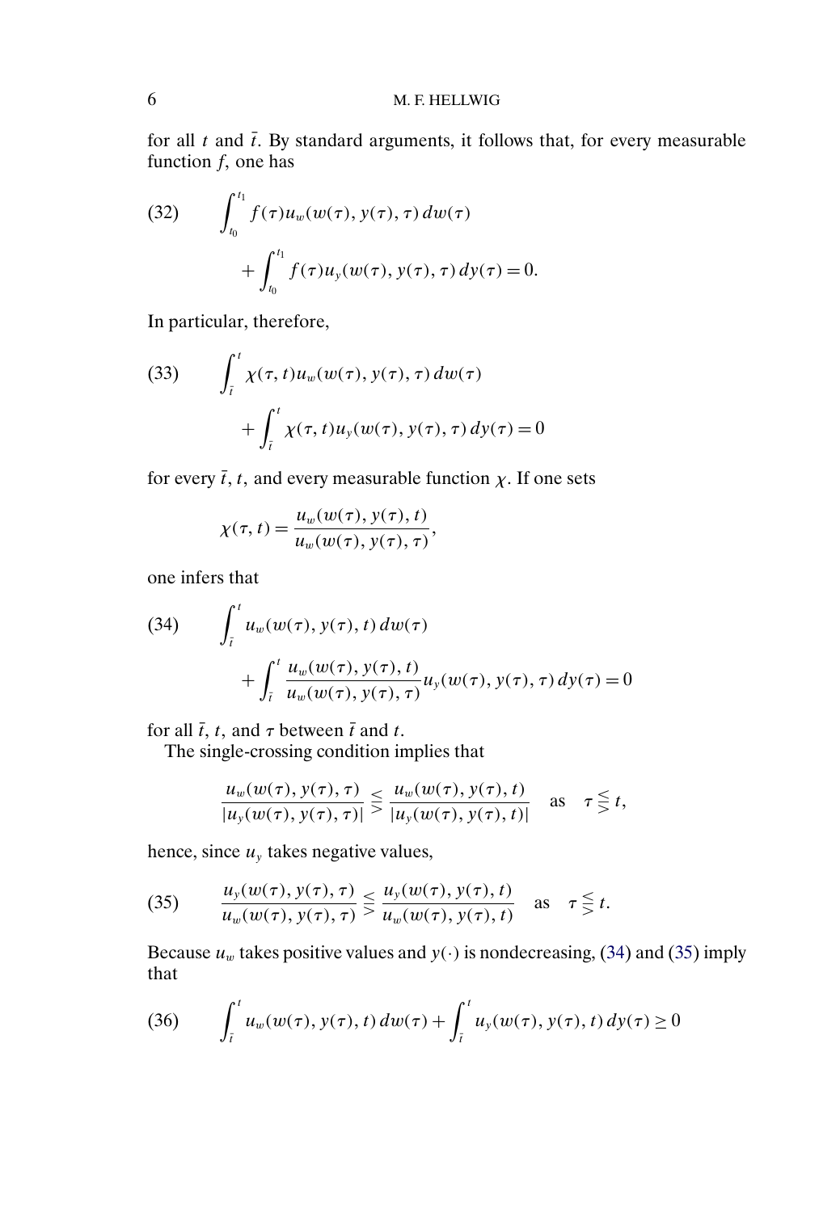for all $t$ and $\bar{t}$. By standard arguments, it follows that, for every measurable function $f$, one has

$$
\begin{aligned}
(32)\qquad & \int_{t_0}^{t_1} f(\tau) u_w(w(\tau), y(\tau), \tau)\, dw(\tau) \\
& \qquad + \int_{t_0}^{t_1} f(\tau) u_y(w(\tau), y(\tau), \tau)\, dy(\tau) = 0.
\end{aligned}
$$

In particular, therefore,

$$
\begin{aligned}
(33)\qquad & \int_{\bar{t}}^{t} \chi(\tau, t) u_w(w(\tau), y(\tau), \tau)\, dw(\tau) \\
& \qquad + \int_{\bar{t}}^{t} \chi(\tau, t) u_y(w(\tau), y(\tau), \tau)\, dy(\tau) = 0
\end{aligned}
$$

for every $\bar{t}$, $t$, and every measurable function $\chi$. If one sets

$$
\chi(\tau, t) = \frac{u_w(w(\tau), y(\tau), t)}{u_w(w(\tau), y(\tau), \tau)},
$$

one infers that

$$
\begin{aligned}
(34)\qquad & \int_{\bar{t}}^{t} u_w(w(\tau), y(\tau), t)\, dw(\tau) \\
& \qquad + \int_{\bar{t}}^{t} \frac{u_w(w(\tau), y(\tau), t)}{u_w(w(\tau), y(\tau), \tau)} u_y(w(\tau), y(\tau), \tau)\, dy(\tau) = 0
\end{aligned}
$$

for all $\bar{t}$, $t$, and $\tau$ between $\bar{t}$ and $t$.

The single-crossing condition implies that

$$
\frac{u_w(w(\tau), y(\tau), \tau)}{|u_y(w(\tau), y(\tau), \tau)|} \lesseqgtr \frac{u_w(w(\tau), y(\tau), t)}{|u_y(w(\tau), y(\tau), t)|} \quad \text{as} \quad \tau \lesseqgtr t,
$$

hence, since $u_y$ takes negative values,

$$
(35)\qquad \frac{u_y(w(\tau), y(\tau), \tau)}{u_w(w(\tau), y(\tau), \tau)} \lesseqgtr \frac{u_y(w(\tau), y(\tau), t)}{u_w(w(\tau), y(\tau), t)} \quad \text{as} \quad \tau \lesseqgtr t.
$$

Because $u_w$ takes positive values and $y(\cdot)$ is nondecreasing, (34) and (35) imply that

$$
(36)\qquad \int_{\bar{t}}^{t} u_w(w(\tau), y(\tau), t)\, dw(\tau) + \int_{\bar{t}}^{t} u_y(w(\tau), y(\tau), t)\, dy(\tau) \geq 0
$$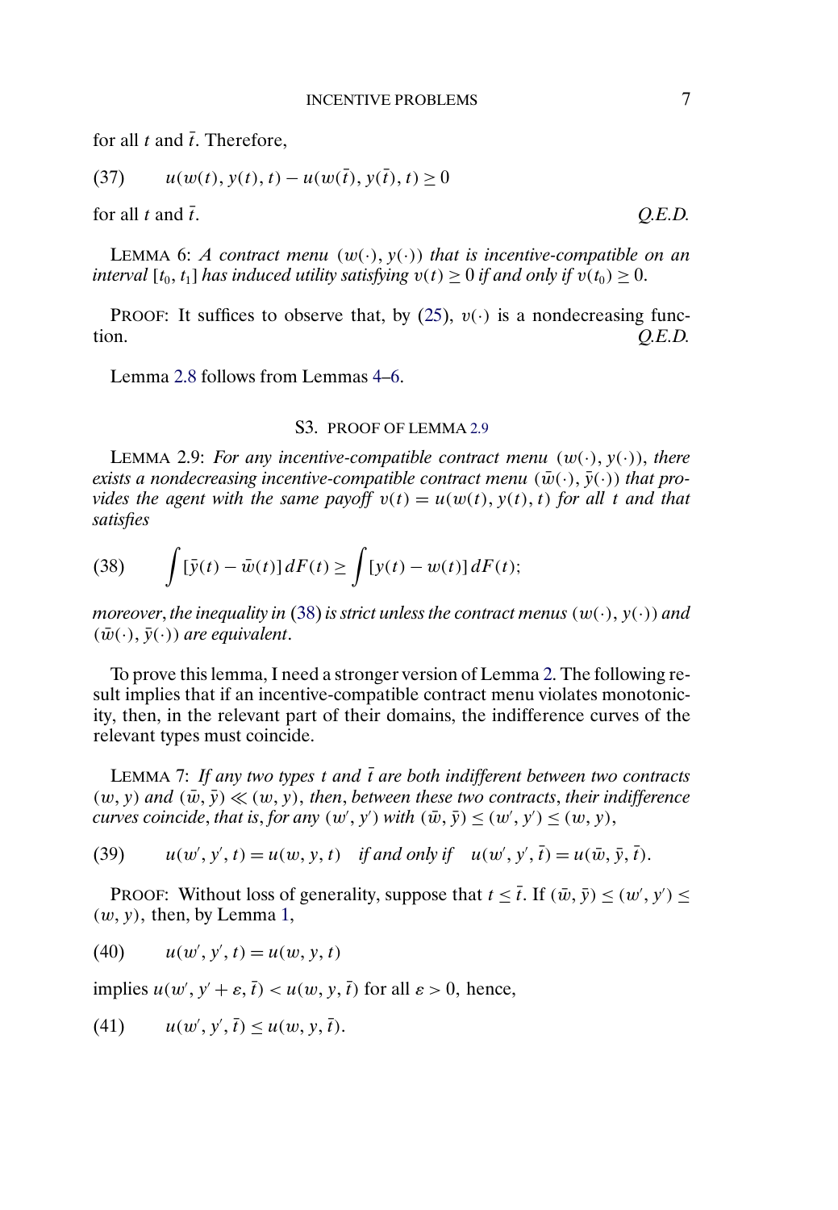for all $t$ and $\bar{t}$. Therefore,

$$u(w(t), y(t), t) - u(w(\bar{t}), y(\bar{t}), t) \geq 0 \tag{37}$$

for all $t$ and $\bar{t}$. *Q.E.D.*

LEMMA 6: *A contract menu $(w(\cdot), y(\cdot))$ that is incentive-compatible on an interval $[t_0, t_1]$ has induced utility satisfying $v(t) \geq 0$ if and only if $v(t_0) \geq 0$.*

PROOF: It suffices to observe that, by (25), $v(\cdot)$ is a nondecreasing function. *Q.E.D.*

Lemma 2.8 follows from Lemmas 4–6.

## S3. PROOF OF LEMMA 2.9

LEMMA 2.9: *For any incentive-compatible contract menu $(w(\cdot), y(\cdot))$, there exists a nondecreasing incentive-compatible contract menu $(\bar{w}(\cdot), \bar{y}(\cdot))$ that provides the agent with the same payoff $v(t) = u(w(t), y(t), t)$ for all $t$ and that satisfies*

$$\int [\bar{y}(t) - \bar{w}(t)]\, dF(t) \geq \int [y(t) - w(t)]\, dF(t); \tag{38}$$

*moreover, the inequality in (38) is strict unless the contract menus $(w(\cdot), y(\cdot))$ and $(\bar{w}(\cdot), \bar{y}(\cdot))$ are equivalent.*

To prove this lemma, I need a stronger version of Lemma 2. The following result implies that if an incentive-compatible contract menu violates monotonicity, then, in the relevant part of their domains, the indifference curves of the relevant types must coincide.

LEMMA 7: *If any two types $t$ and $\bar{t}$ are both indifferent between two contracts $(w, y)$ and $(\bar{w}, \bar{y}) \ll (w, y)$, then, between these two contracts, their indifference curves coincide, that is, for any $(w', y')$ with $(\bar{w}, \bar{y}) \leq (w', y') \leq (w, y)$,*

$$u(w', y', t) = u(w, y, t) \quad \text{if and only if} \quad u(w', y', \bar{t}) = u(\bar{w}, \bar{y}, \bar{t}). \tag{39}$$

PROOF: Without loss of generality, suppose that $t \leq \bar{t}$. If $(\bar{w}, \bar{y}) \leq (w', y') \leq (w, y)$, then, by Lemma 1,

$$u(w', y', t) = u(w, y, t) \tag{40}$$

implies $u(w', y' + \varepsilon, \bar{t}) < u(w, y, \bar{t})$ for all $\varepsilon > 0$, hence,

$$u(w', y', \bar{t}) \leq u(w, y, \bar{t}). \tag{41}$$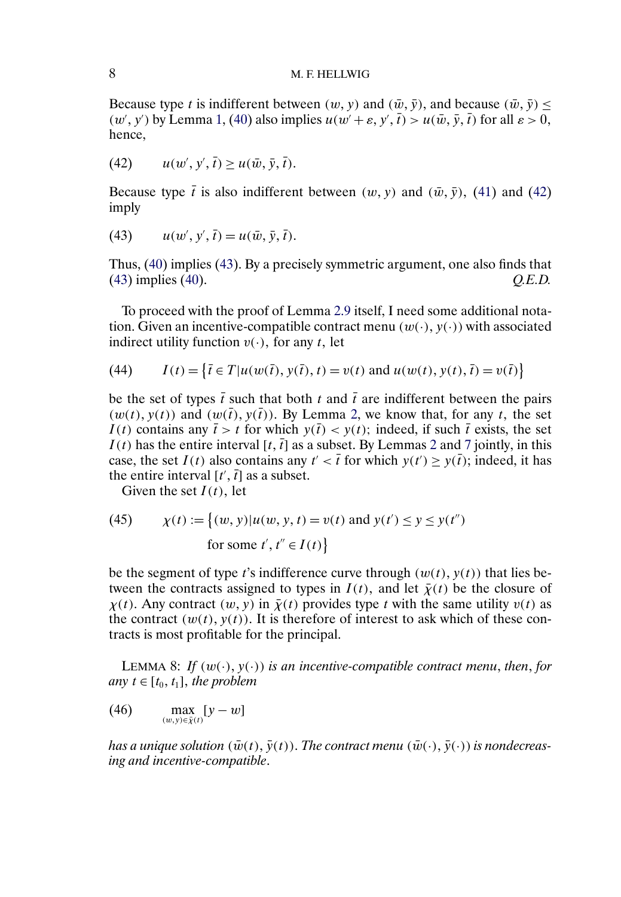Because type $t$ is indifferent between $(w, y)$ and $(\bar{w}, \bar{y})$, and because $(\bar{w}, \bar{y}) \leq (w', y')$ by Lemma 1, (40) also implies $u(w' + \varepsilon, y', \bar{t}) > u(\bar{w}, \bar{y}, \bar{t})$ for all $\varepsilon > 0$, hence,

$$u(w', y', \bar{t}) \geq u(\bar{w}, \bar{y}, \bar{t}). \tag{42}$$

Because type $\bar{t}$ is also indifferent between $(w, y)$ and $(\bar{w}, \bar{y})$, (41) and (42) imply

$$u(w', y', \bar{t}) = u(\bar{w}, \bar{y}, \bar{t}). \tag{43}$$

Thus, (40) implies (43). By a precisely symmetric argument, one also finds that (43) implies (40). *Q.E.D.*

To proceed with the proof of Lemma 2.9 itself, I need some additional notation. Given an incentive-compatible contract menu $(w(\cdot), y(\cdot))$ with associated indirect utility function $v(\cdot)$, for any $t$, let

$$I(t) = \{\bar{t} \in T | u(w(\bar{t}), y(\bar{t}), t) = v(t) \text{ and } u(w(t), y(t), \bar{t}) = v(\bar{t})\} \tag{44}$$

be the set of types $\bar{t}$ such that both $t$ and $\bar{t}$ are indifferent between the pairs $(w(t), y(t))$ and $(w(\bar{t}), y(\bar{t}))$. By Lemma 2, we know that, for any $t$, the set $I(t)$ contains any $\bar{t} > t$ for which $y(\bar{t}) < y(t)$; indeed, if such $\bar{t}$ exists, the set $I(t)$ has the entire interval $[t, \bar{t}]$ as a subset. By Lemmas 2 and 7 jointly, in this case, the set $I(t)$ also contains any $t' < \bar{t}$ for which $y(t') \geq y(\bar{t})$; indeed, it has the entire interval $[t', \bar{t}]$ as a subset.

Given the set $I(t)$, let

$$\chi(t) := \{(w, y) | u(w, y, t) = v(t) \text{ and } y(t') \leq y \leq y(t'') \text{ for some } t', t'' \in I(t)\} \tag{45}$$

be the segment of type $t$'s indifference curve through $(w(t), y(t))$ that lies between the contracts assigned to types in $I(t)$, and let $\bar{\chi}(t)$ be the closure of $\chi(t)$. Any contract $(w, y)$ in $\bar{\chi}(t)$ provides type $t$ with the same utility $v(t)$ as the contract $(w(t), y(t))$. It is therefore of interest to ask which of these contracts is most profitable for the principal.

LEMMA 8: *If $(w(\cdot), y(\cdot))$ is an incentive-compatible contract menu, then, for any $t \in [t_0, t_1]$, the problem*

$$\max_{(w,y) \in \bar{\chi}(t)} [y - w] \tag{46}$$

*has a unique solution $(\bar{w}(t), \bar{y}(t))$. The contract menu $(\bar{w}(\cdot), \bar{y}(\cdot))$ is nondecreasing and incentive-compatible.*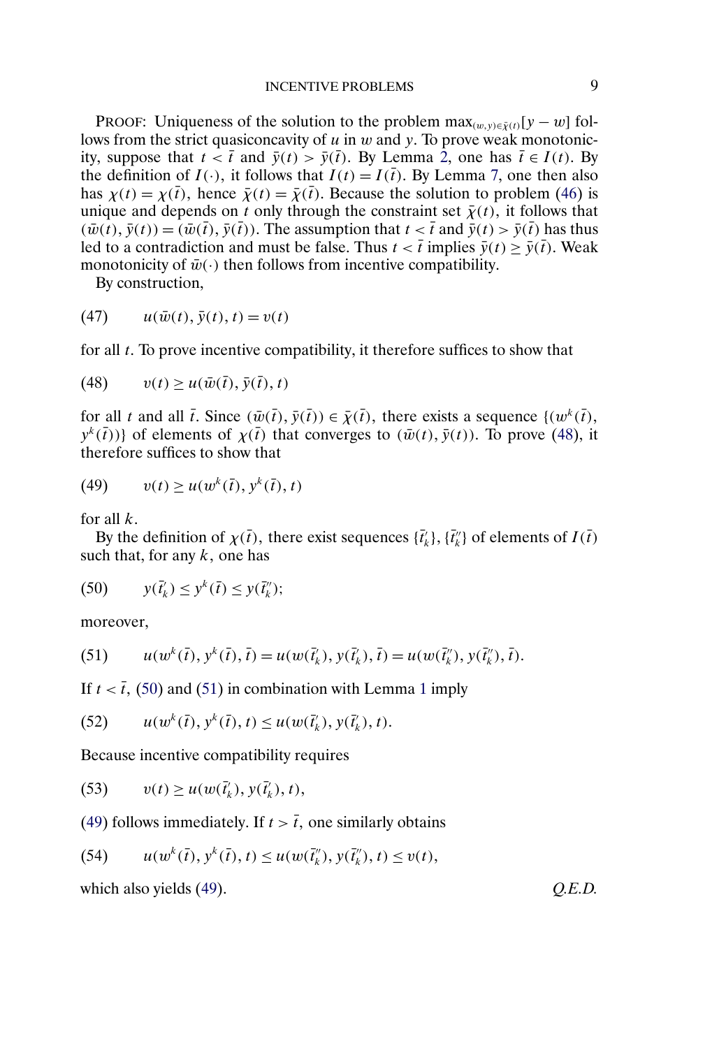PROOF: Uniqueness of the solution to the problem $\max_{(w,y)\in\bar{\chi}(t)}[y-w]$ follows from the strict quasiconcavity of $u$ in $w$ and $y$. To prove weak monotonicity, suppose that $t < \bar{t}$ and $\bar{y}(t) > \bar{y}(\bar{t})$. By Lemma 2, one has $\bar{t} \in I(t)$. By the definition of $I(\cdot)$, it follows that $I(t) = I(\bar{t})$. By Lemma 7, one then also has $\chi(t) = \chi(\bar{t})$, hence $\bar{\chi}(t) = \bar{\chi}(\bar{t})$. Because the solution to problem (46) is unique and depends on $t$ only through the constraint set $\bar{\chi}(t)$, it follows that $(\bar{w}(t), \bar{y}(t)) = (\bar{w}(\bar{t}), \bar{y}(\bar{t}))$. The assumption that $t < \bar{t}$ and $\bar{y}(t) > \bar{y}(\bar{t})$ has thus led to a contradiction and must be false. Thus $t < \bar{t}$ implies $\bar{y}(t) \geq \bar{y}(\bar{t})$. Weak monotonicity of $\bar{w}(\cdot)$ then follows from incentive compatibility.

By construction,

$$u(\bar{w}(t), \bar{y}(t), t) = v(t) \tag{47}$$

for all $t$. To prove incentive compatibility, it therefore suffices to show that

$$v(t) \geq u(\bar{w}(\bar{t}), \bar{y}(\bar{t}), t) \tag{48}$$

for all $t$ and all $\bar{t}$. Since $(\bar{w}(\bar{t}), \bar{y}(\bar{t})) \in \bar{\chi}(\bar{t})$, there exists a sequence $\{(w^k(\bar{t}), y^k(\bar{t}))\}$ of elements of $\chi(\bar{t})$ that converges to $(\bar{w}(t), \bar{y}(t))$. To prove (48), it therefore suffices to show that

$$v(t) \geq u(w^k(\bar{t}), y^k(\bar{t}), t) \tag{49}$$

for all $k$.

By the definition of $\chi(\bar{t})$, there exist sequences $\{\bar{t}_k'\}, \{\bar{t}_k''\}$ of elements of $I(\bar{t})$ such that, for any $k$, one has

$$y(\bar{t}_k') \leq y^k(\bar{t}) \leq y(\bar{t}_k''); \tag{50}$$

moreover,

$$u(w^k(\bar{t}), y^k(\bar{t}), \bar{t}) = u(w(\bar{t}_k'), y(\bar{t}_k'), \bar{t}) = u(w(\bar{t}_k''), y(\bar{t}_k''), \bar{t}). \tag{51}$$

If $t < \bar{t}$, (50) and (51) in combination with Lemma 1 imply

$$u(w^k(\bar{t}), y^k(\bar{t}), t) \leq u(w(\bar{t}_k'), y(\bar{t}_k'), t). \tag{52}$$

Because incentive compatibility requires

$$v(t) \geq u(w(\bar{t}_k'), y(\bar{t}_k'), t), \tag{53}$$

(49) follows immediately. If $t > \bar{t}$, one similarly obtains

$$u(w^k(\bar{t}), y^k(\bar{t}), t) \leq u(w(\bar{t}_k''), y(\bar{t}_k''), t) \leq v(t), \tag{54}$$

which also yields (49). *Q.E.D.*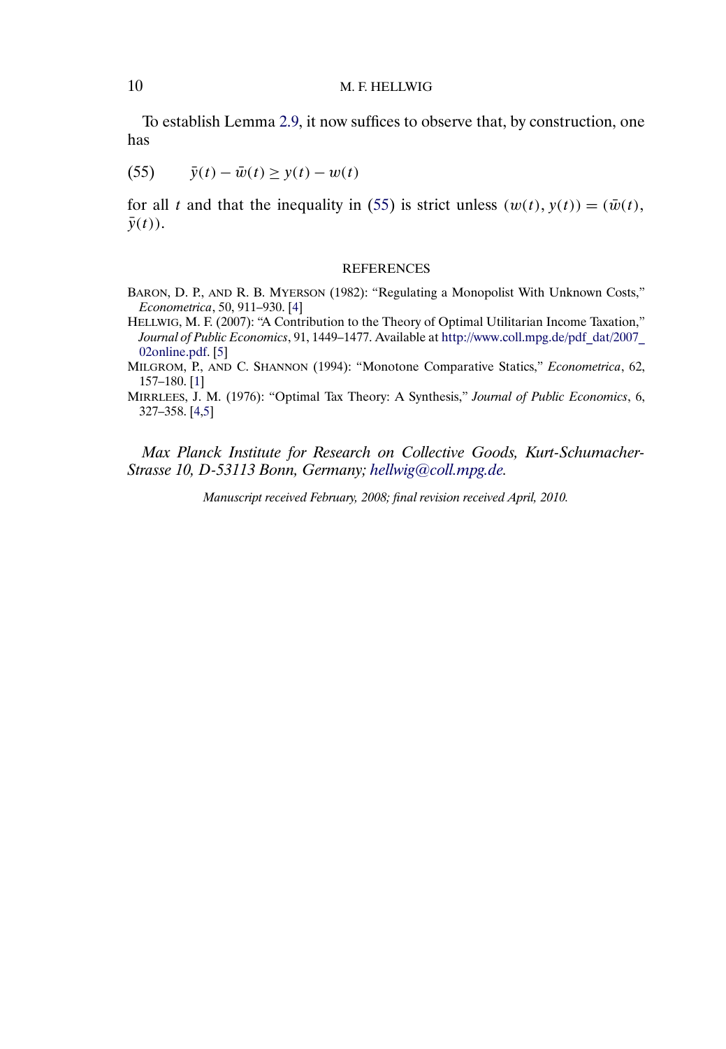To establish Lemma 2.9, it now suffices to observe that, by construction, one has

$$\bar{y}(t) - \bar{w}(t) \geq y(t) - w(t) \tag{55}$$

for all $t$ and that the inequality in (55) is strict unless $(w(t), y(t)) = (\bar{w}(t), \bar{y}(t))$.

## REFERENCES

BARON, D. P., AND R. B. MYERSON (1982): "Regulating a Monopolist With Unknown Costs," *Econometrica*, 50, 911–930. [4]

HELLWIG, M. F. (2007): "A Contribution to the Theory of Optimal Utilitarian Income Taxation," *Journal of Public Economics*, 91, 1449–1477. Available at http://www.coll.mpg.de/pdf_dat/2007_02online.pdf. [5]

MILGROM, P., AND C. SHANNON (1994): "Monotone Comparative Statics," *Econometrica*, 62, 157–180. [1]

MIRRLEES, J. M. (1976): "Optimal Tax Theory: A Synthesis," *Journal of Public Economics*, 6, 327–358. [4,5]

*Max Planck Institute for Research on Collective Goods, Kurt-Schumacher-Strasse 10, D-53113 Bonn, Germany; hellwig@coll.mpg.de.*

*Manuscript received February, 2008; final revision received April, 2010.*